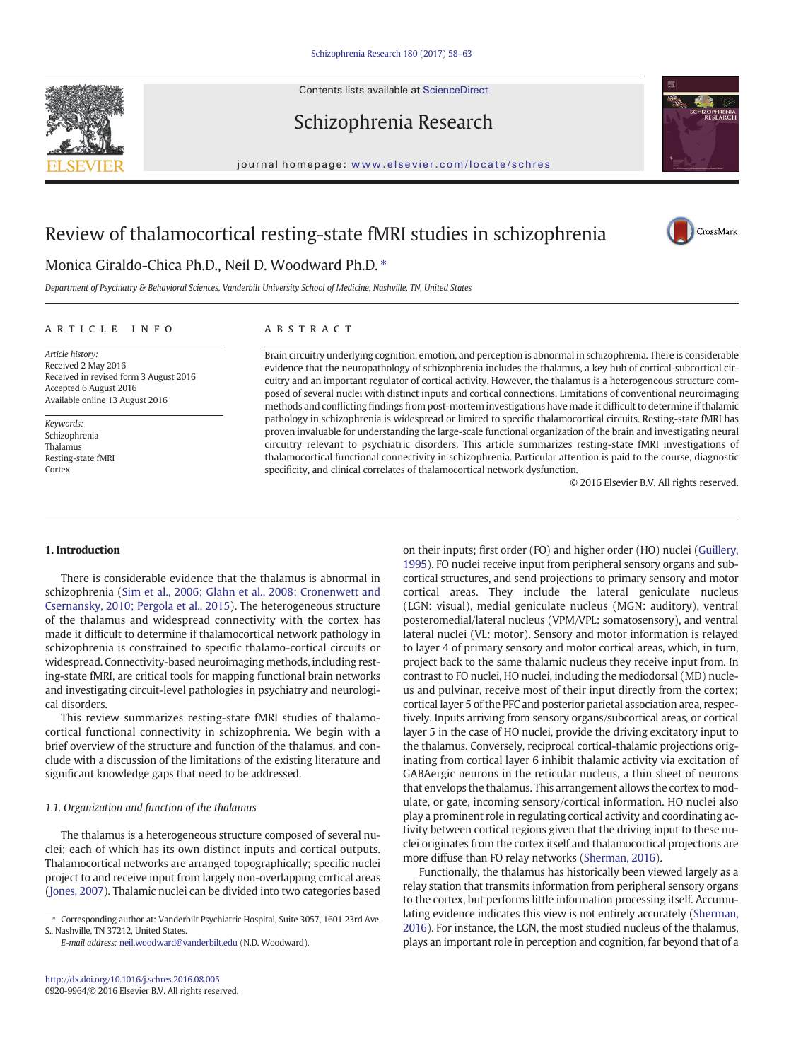# Review of thalamocortical resting-state fMRI studies in schizophrenia

Monica Giraldo-Chica Ph.D., Neil D. Woodward Ph.D. *

*Department of Psychiatry & Behavioral Sciences, Vanderbilt University School of Medicine, Nashville, TN, United States*

## ARTICLE INFO

*Article history:*
Received 2 May 2016
Received in revised form 3 August 2016
Accepted 6 August 2016
Available online 13 August 2016

*Keywords:*
Schizophrenia
Thalamus
Resting-state fMRI
Cortex

## ABSTRACT

Brain circuitry underlying cognition, emotion, and perception is abnormal in schizophrenia. There is considerable evidence that the neuropathology of schizophrenia includes the thalamus, a key hub of cortical-subcortical circuitry and an important regulator of cortical activity. However, the thalamus is a heterogeneous structure composed of several nuclei with distinct inputs and cortical connections. Limitations of conventional neuroimaging methods and conflicting findings from post-mortem investigations have made it difficult to determine if thalamic pathology in schizophrenia is widespread or limited to specific thalamocortical circuits. Resting-state fMRI has proven invaluable for understanding the large-scale functional organization of the brain and investigating neural circuitry relevant to psychiatric disorders. This article summarizes resting-state fMRI investigations of thalamocortical functional connectivity in schizophrenia. Particular attention is paid to the course, diagnostic specificity, and clinical correlates of thalamocortical network dysfunction.

© 2016 Elsevier B.V. All rights reserved.

## 1. Introduction

There is considerable evidence that the thalamus is abnormal in schizophrenia (Sim et al., 2006; Glahn et al., 2008; Cronenwett and Csernansky, 2010; Pergola et al., 2015). The heterogeneous structure of the thalamus and widespread connectivity with the cortex has made it difficult to determine if thalamocortical network pathology in schizophrenia is constrained to specific thalamo-cortical circuits or widespread. Connectivity-based neuroimaging methods, including resting-state fMRI, are critical tools for mapping functional brain networks and investigating circuit-level pathologies in psychiatry and neurological disorders.

This review summarizes resting-state fMRI studies of thalamocortical functional connectivity in schizophrenia. We begin with a brief overview of the structure and function of the thalamus, and conclude with a discussion of the limitations of the existing literature and significant knowledge gaps that need to be addressed.

### 1.1. Organization and function of the thalamus

The thalamus is a heterogeneous structure composed of several nuclei; each of which has its own distinct inputs and cortical outputs. Thalamocortical networks are arranged topographically; specific nuclei project to and receive input from largely non-overlapping cortical areas (Jones, 2007). Thalamic nuclei can be divided into two categories based on their inputs; first order (FO) and higher order (HO) nuclei (Guillery, 1995). FO nuclei receive input from peripheral sensory organs and subcortical structures, and send projections to primary sensory and motor cortical areas. They include the lateral geniculate nucleus (LGN: visual), medial geniculate nucleus (MGN: auditory), ventral posteromedial/lateral nucleus (VPM/VPL: somatosensory), and ventral lateral nuclei (VL: motor). Sensory and motor information is relayed to layer 4 of primary sensory and motor cortical areas, which, in turn, project back to the same thalamic nucleus they receive input from. In contrast to FO nuclei, HO nuclei, including the mediodorsal (MD) nucleus and pulvinar, receive most of their input directly from the cortex; cortical layer 5 of the PFC and posterior parietal association area, respectively. Inputs arriving from sensory organs/subcortical areas, or cortical layer 5 in the case of HO nuclei, provide the driving excitatory input to the thalamus. Conversely, reciprocal cortical-thalamic projections originating from cortical layer 6 inhibit thalamic activity via excitation of GABAergic neurons in the reticular nucleus, a thin sheet of neurons that envelops the thalamus. This arrangement allows the cortex to modulate, or gate, incoming sensory/cortical information. HO nuclei also play a prominent role in regulating cortical activity and coordinating activity between cortical regions given that the driving input to these nuclei originates from the cortex itself and thalamocortical projections are more diffuse than FO relay networks (Sherman, 2016).

Functionally, the thalamus has historically been viewed largely as a relay station that transmits information from peripheral sensory organs to the cortex, but performs little information processing itself. Accumulating evidence indicates this view is not entirely accurately (Sherman, 2016). For instance, the LGN, the most studied nucleus of the thalamus, plays an important role in perception and cognition, far beyond that of a

* Corresponding author at: Vanderbilt Psychiatric Hospital, Suite 3057, 1601 23rd Ave. S., Nashville, TN 37212, United States.
*E-mail address:* neil.woodward@vanderbilt.edu (N.D. Woodward).

http://dx.doi.org/10.1016/j.schres.2016.08.005
0920-9964/© 2016 Elsevier B.V. All rights reserved.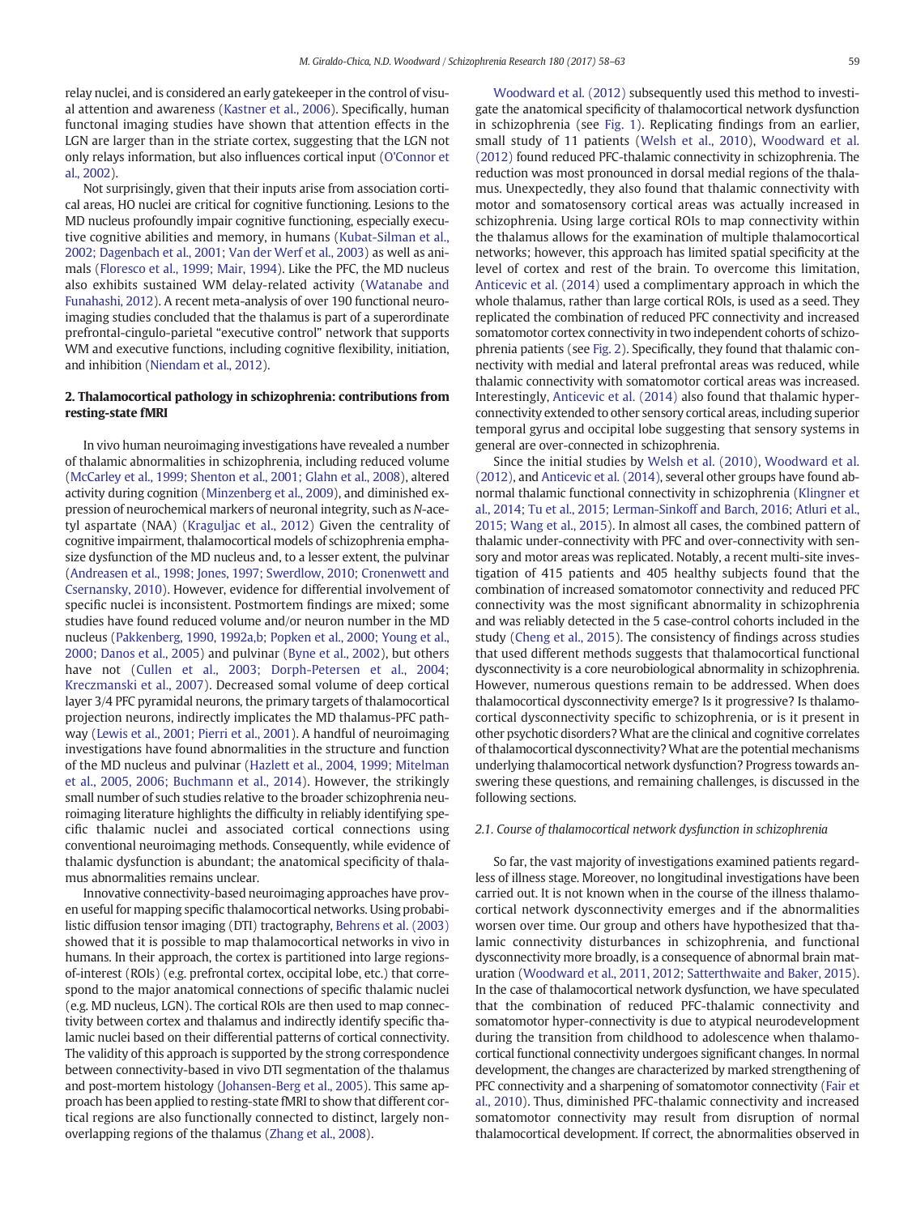relay nuclei, and is considered an early gatekeeper in the control of visual attention and awareness (Kastner et al., 2006). Specifically, human functonal imaging studies have shown that attention effects in the LGN are larger than in the striate cortex, suggesting that the LGN not only relays information, but also influences cortical input (O'Connor et al., 2002).

Not surprisingly, given that their inputs arise from association cortical areas, HO nuclei are critical for cognitive functioning. Lesions to the MD nucleus profoundly impair cognitive functioning, especially executive cognitive abilities and memory, in humans (Kubat-Silman et al., 2002; Dagenbach et al., 2001; Van der Werf et al., 2003) as well as animals (Floresco et al., 1999; Mair, 1994). Like the PFC, the MD nucleus also exhibits sustained WM delay-related activity (Watanabe and Funahashi, 2012). A recent meta-analysis of over 190 functional neuroimaging studies concluded that the thalamus is part of a superordinate prefrontal-cingulo-parietal "executive control" network that supports WM and executive functions, including cognitive flexibility, initiation, and inhibition (Niendam et al., 2012).

## 2. Thalamocortical pathology in schizophrenia: contributions from resting-state fMRI

In vivo human neuroimaging investigations have revealed a number of thalamic abnormalities in schizophrenia, including reduced volume (McCarley et al., 1999; Shenton et al., 2001; Glahn et al., 2008), altered activity during cognition (Minzenberg et al., 2009), and diminished expression of neurochemical markers of neuronal integrity, such as *N*-acetyl aspartate (NAA) (Kraguljac et al., 2012) Given the centrality of cognitive impairment, thalamocortical models of schizophrenia emphasize dysfunction of the MD nucleus and, to a lesser extent, the pulvinar (Andreasen et al., 1998; Jones, 1997; Swerdlow, 2010; Cronenwett and Csernansky, 2010). However, evidence for differential involvement of specific nuclei is inconsistent. Postmortem findings are mixed; some studies have found reduced volume and/or neuron number in the MD nucleus (Pakkenberg, 1990, 1992a,b; Popken et al., 2000; Young et al., 2000; Danos et al., 2005) and pulvinar (Byne et al., 2002), but others have not (Cullen et al., 2003; Dorph-Petersen et al., 2004; Kreczmanski et al., 2007). Decreased somal volume of deep cortical layer 3/4 PFC pyramidal neurons, the primary targets of thalamocortical projection neurons, indirectly implicates the MD thalamus-PFC pathway (Lewis et al., 2001; Pierri et al., 2001). A handful of neuroimaging investigations have found abnormalities in the structure and function of the MD nucleus and pulvinar (Hazlett et al., 2004, 1999; Mitelman et al., 2005, 2006; Buchmann et al., 2014). However, the strikingly small number of such studies relative to the broader schizophrenia neuroimaging literature highlights the difficulty in reliably identifying specific thalamic nuclei and associated cortical connections using conventional neuroimaging methods. Consequently, while evidence of thalamic dysfunction is abundant; the anatomical specificity of thalamus abnormalities remains unclear.

Innovative connectivity-based neuroimaging approaches have proven useful for mapping specific thalamocortical networks. Using probabilistic diffusion tensor imaging (DTI) tractography, Behrens et al. (2003) showed that it is possible to map thalamocortical networks in vivo in humans. In their approach, the cortex is partitioned into large regions-of-interest (ROIs) (e.g. prefrontal cortex, occipital lobe, etc.) that correspond to the major anatomical connections of specific thalamic nuclei (e.g. MD nucleus, LGN). The cortical ROIs are then used to map connectivity between cortex and thalamus and indirectly identify specific thalamic nuclei based on their differential patterns of cortical connectivity. The validity of this approach is supported by the strong correspondence between connectivity-based in vivo DTI segmentation of the thalamus and post-mortem histology (Johansen-Berg et al., 2005). This same approach has been applied to resting-state fMRI to show that different cortical regions are also functionally connected to distinct, largely non-overlapping regions of the thalamus (Zhang et al., 2008).

Woodward et al. (2012) subsequently used this method to investigate the anatomical specificity of thalamocortical network dysfunction in schizophrenia (see Fig. 1). Replicating findings from an earlier, small study of 11 patients (Welsh et al., 2010), Woodward et al. (2012) found reduced PFC-thalamic connectivity in schizophrenia. The reduction was most pronounced in dorsal medial regions of the thalamus. Unexpectedly, they also found that thalamic connectivity with motor and somatosensory cortical areas was actually increased in schizophrenia. Using large cortical ROIs to map connectivity within the thalamus allows for the examination of multiple thalamocortical networks; however, this approach has limited spatial specificity at the level of cortex and rest of the brain. To overcome this limitation, Anticevic et al. (2014) used a complimentary approach in which the whole thalamus, rather than large cortical ROIs, is used as a seed. They replicated the combination of reduced PFC connectivity and increased somatomotor cortex connectivity in two independent cohorts of schizophrenia patients (see Fig. 2). Specifically, they found that thalamic connectivity with medial and lateral prefrontal areas was reduced, while thalamic connectivity with somatomotor cortical areas was increased. Interestingly, Anticevic et al. (2014) also found that thalamic hyper-connectivity extended to other sensory cortical areas, including superior temporal gyrus and occipital lobe suggesting that sensory systems in general are over-connected in schizophrenia.

Since the initial studies by Welsh et al. (2010), Woodward et al. (2012), and Anticevic et al. (2014), several other groups have found abnormal thalamic functional connectivity in schizophrenia (Klingner et al., 2014; Tu et al., 2015; Lerman-Sinkoff and Barch, 2016; Atluri et al., 2015; Wang et al., 2015). In almost all cases, the combined pattern of thalamic under-connectivity with PFC and over-connectivity with sensory and motor areas was replicated. Notably, a recent multi-site investigation of 415 patients and 405 healthy subjects found that the combination of increased somatomotor connectivity and reduced PFC connectivity was the most significant abnormality in schizophrenia and was reliably detected in the 5 case-control cohorts included in the study (Cheng et al., 2015). The consistency of findings across studies that used different methods suggests that thalamocortical functional dysconnectivity is a core neurobiological abnormality in schizophrenia. However, numerous questions remain to be addressed. When does thalamocortical dysconnectivity emerge? Is it progressive? Is thalamocortical dysconnectivity specific to schizophrenia, or is it present in other psychotic disorders? What are the clinical and cognitive correlates of thalamocortical dysconnectivity? What are the potential mechanisms underlying thalamocortical network dysfunction? Progress towards answering these questions, and remaining challenges, is discussed in the following sections.

### 2.1. Course of thalamocortical network dysfunction in schizophrenia

So far, the vast majority of investigations examined patients regardless of illness stage. Moreover, no longitudinal investigations have been carried out. It is not known when in the course of the illness thalamocortical network dysconnectivity emerges and if the abnormalities worsen over time. Our group and others have hypothesized that thalamic connectivity disturbances in schizophrenia, and functional dysconnectivity more broadly, is a consequence of abnormal brain maturation (Woodward et al., 2011, 2012; Satterthwaite and Baker, 2015). In the case of thalamocortical network dysfunction, we have speculated that the combination of reduced PFC-thalamic connectivity and somatomotor hyper-connectivity is due to atypical neurodevelopment during the transition from childhood to adolescence when thalamocortical functional connectivity undergoes significant changes. In normal development, the changes are characterized by marked strengthening of PFC connectivity and a sharpening of somatomotor connectivity (Fair et al., 2010). Thus, diminished PFC-thalamic connectivity and increased somatomotor connectivity may result from disruption of normal thalamocortical development. If correct, the abnormalities observed in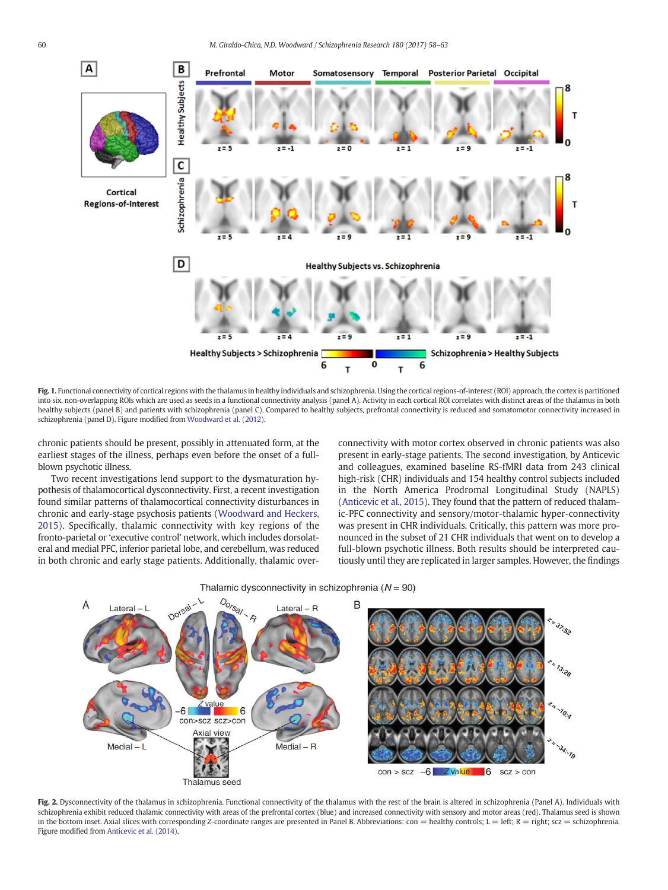Fig. 1. Functional connectivity of cortical regions with the thalamus in healthy individuals and schizophrenia. Using the cortical regions-of-interest (ROI) approach, the cortex is partitioned into six, non-overlapping ROIs which are used as seeds in a functional connectivity analysis (panel A). Activity in each cortical ROI correlates with distinct areas of the thalamus in both healthy subjects (panel B) and patients with schizophrenia (panel C). Compared to healthy subjects, prefrontal connectivity is reduced and somatomotor connectivity increased in schizophrenia (panel D). Figure modified from Woodward et al. (2012).

chronic patients should be present, possibly in attenuated form, at the earliest stages of the illness, perhaps even before the onset of a full-blown psychotic illness.

Two recent investigations lend support to the dysmaturation hypothesis of thalamocortical dysconnectivity. First, a recent investigation found similar patterns of thalamocortical connectivity disturbances in chronic and early-stage psychosis patients (Woodward and Heckers, 2015). Specifically, thalamic connectivity with key regions of the fronto-parietal or 'executive control' network, which includes dorsolateral and medial PFC, inferior parietal lobe, and cerebellum, was reduced in both chronic and early stage patients. Additionally, thalamic over-connectivity with motor cortex observed in chronic patients was also present in early-stage patients. The second investigation, by Anticevic and colleagues, examined baseline RS-fMRI data from 243 clinical high-risk (CHR) individuals and 154 healthy control subjects included in the North America Prodromal Longitudinal Study (NAPLS) (Anticevic et al., 2015). They found that the pattern of reduced thalamic-PFC connectivity and sensory/motor-thalamic hyper-connectivity was present in CHR individuals. Critically, this pattern was more pronounced in the subset of 21 CHR individuals that went on to develop a full-blown psychotic illness. Both results should be interpreted cautiously until they are replicated in larger samples. However, the findings

Fig. 2. Dysconnectivity of the thalamus in schizophrenia. Functional connectivity of the thalamus with the rest of the brain is altered in schizophrenia (Panel A). Individuals with schizophrenia exhibit reduced thalamic connectivity with areas of the prefrontal cortex (blue) and increased connectivity with sensory and motor areas (red). Thalamus seed is shown in the bottom inset. Axial slices with corresponding Z-coordinate ranges are presented in Panel B. Abbreviations: con = healthy controls; L = left; R = right; scz = schizophrenia. Figure modified from Anticevic et al. (2014).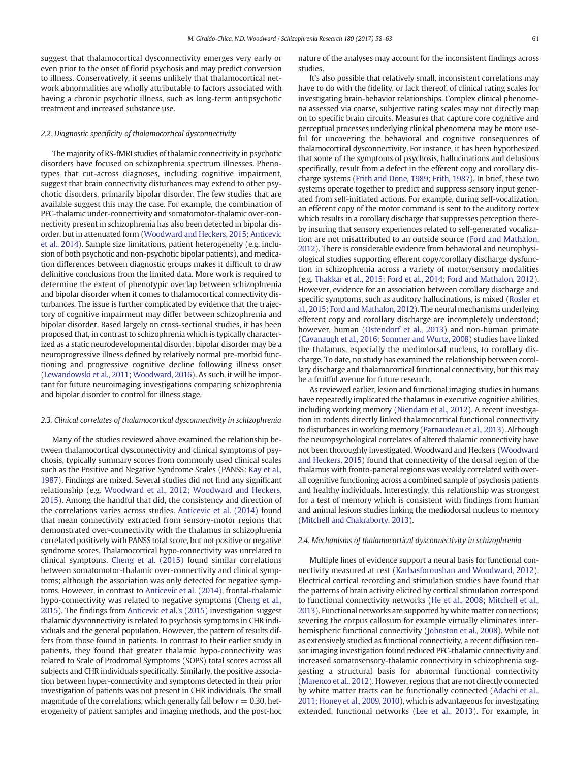suggest that thalamocortical dysconnectivity emerges very early or even prior to the onset of florid psychosis and may predict conversion to illness. Conservatively, it seems unlikely that thalamocortical network abnormalities are wholly attributable to factors associated with having a chronic psychotic illness, such as long-term antipsychotic treatment and increased substance use.

### 2.2. Diagnostic specificity of thalamocortical dysconnectivity

The majority of RS-fMRI studies of thalamic connectivity in psychotic disorders have focused on schizophrenia spectrum illnesses. Phenotypes that cut-across diagnoses, including cognitive impairment, suggest that brain connectivity disturbances may extend to other psychotic disorders, primarily bipolar disorder. The few studies that are available suggest this may the case. For example, the combination of PFC-thalamic under-connectivity and somatomotor-thalamic over-connectivity present in schizophrenia has also been detected in bipolar disorder, but in attenuated form (Woodward and Heckers, 2015; Anticevic et al., 2014). Sample size limitations, patient heterogeneity (e.g. inclusion of both psychotic and non-psychotic bipolar patients), and medication differences between diagnostic groups makes it difficult to draw definitive conclusions from the limited data. More work is required to determine the extent of phenotypic overlap between schizophrenia and bipolar disorder when it comes to thalamocortical connectivity disturbances. The issue is further complicated by evidence that the trajectory of cognitive impairment may differ between schizophrenia and bipolar disorder. Based largely on cross-sectional studies, it has been proposed that, in contrast to schizophrenia which is typically characterized as a static neurodevelopmental disorder, bipolar disorder may be a neuroprogressive illness defined by relatively normal pre-morbid functioning and progressive cognitive decline following illness onset (Lewandowski et al., 2011; Woodward, 2016). As such, it will be important for future neuroimaging investigations comparing schizophrenia and bipolar disorder to control for illness stage.

### 2.3. Clinical correlates of thalamocortical dysconnectivity in schizophrenia

Many of the studies reviewed above examined the relationship between thalamocortical dysconnectivity and clinical symptoms of psychosis, typically summary scores from commonly used clinical scales such as the Positive and Negative Syndrome Scales (PANSS: Kay et al., 1987). Findings are mixed. Several studies did not find any significant relationship (e.g. Woodward et al., 2012; Woodward and Heckers, 2015). Among the handful that did, the consistency and direction of the correlations varies across studies. Anticevic et al. (2014) found that mean connectivity extracted from sensory-motor regions that demonstrated over-connectivity with the thalamus in schizophrenia correlated positively with PANSS total score, but not positive or negative syndrome scores. Thalamocortical hypo-connectivity was unrelated to clinical symptoms. Cheng et al. (2015) found similar correlations between somatomotor-thalamic over-connectivity and clinical symptoms; although the association was only detected for negative symptoms. However, in contrast to Anticevic et al. (2014), frontal-thalamic hypo-connectivity was related to negative symptoms (Cheng et al., 2015). The findings from Anticevic et al.'s (2015) investigation suggest thalamic dysconnectivity is related to psychosis symptoms in CHR individuals and the general population. However, the pattern of results differs from those found in patients. In contrast to their earlier study in patients, they found that greater thalamic hypo-connectivity was related to Scale of Prodromal Symptoms (SOPS) total scores across all subjects and CHR individuals specifically. Similarly, the positive association between hyper-connectivity and symptoms detected in their prior investigation of patients was not present in CHR individuals. The small magnitude of the correlations, which generally fall below $r = 0.30$, heterogeneity of patient samples and imaging methods, and the post-hoc nature of the analyses may account for the inconsistent findings across studies.

It's also possible that relatively small, inconsistent correlations may have to do with the fidelity, or lack thereof, of clinical rating scales for investigating brain-behavior relationships. Complex clinical phenomena assessed via coarse, subjective rating scales may not directly map on to specific brain circuits. Measures that capture core cognitive and perceptual processes underlying clinical phenomena may be more useful for uncovering the behavioral and cognitive consequences of thalamocortical dysconnectivity. For instance, it has been hypothesized that some of the symptoms of psychosis, hallucinations and delusions specifically, result from a defect in the efferent copy and corollary discharge systems (Frith and Done, 1989; Frith, 1987). In brief, these two systems operate together to predict and suppress sensory input generated from self-initiated actions. For example, during self-vocalization, an efferent copy of the motor command is sent to the auditory cortex which results in a corollary discharge that suppresses perception thereby insuring that sensory experiences related to self-generated vocalization are not misattributed to an outside source (Ford and Mathalon, 2012). There is considerable evidence from behavioral and neurophysiological studies supporting efferent copy/corollary discharge dysfunction in schizophrenia across a variety of motor/sensory modalities (e.g. Thakkar et al., 2015; Ford et al., 2014; Ford and Mathalon, 2012). However, evidence for an association between corollary discharge and specific symptoms, such as auditory hallucinations, is mixed (Rosler et al., 2015; Ford and Mathalon, 2012). The neural mechanisms underlying efferent copy and corollary discharge are incompletely understood; however, human (Ostendorf et al., 2013) and non-human primate (Cavanaugh et al., 2016; Sommer and Wurtz, 2008) studies have linked the thalamus, especially the mediodorsal nucleus, to corollary discharge. To date, no study has examined the relationship between corollary discharge and thalamocortical functional connectivity, but this may be a fruitful avenue for future research.

As reviewed earlier, lesion and functional imaging studies in humans have repeatedly implicated the thalamus in executive cognitive abilities, including working memory (Niendam et al., 2012). A recent investigation in rodents directly linked thalamocortical functional connectivity to disturbances in working memory (Parnaudeau et al., 2013). Although the neuropsychological correlates of altered thalamic connectivity have not been thoroughly investigated, Woodward and Heckers (Woodward and Heckers, 2015) found that connectivity of the dorsal region of the thalamus with fronto-parietal regions was weakly correlated with overall cognitive functioning across a combined sample of psychosis patients and healthy individuals. Interestingly, this relationship was strongest for a test of memory which is consistent with findings from human and animal lesions studies linking the mediodorsal nucleus to memory (Mitchell and Chakraborty, 2013).

### 2.4. Mechanisms of thalamocortical dysconnectivity in schizophrenia

Multiple lines of evidence support a neural basis for functional connectivity measured at rest (Karbasforoushan and Woodward, 2012). Electrical cortical recording and stimulation studies have found that the patterns of brain activity elicited by cortical stimulation correspond to functional connectivity networks (He et al., 2008; Mitchell et al., 2013). Functional networks are supported by white matter connections; severing the corpus callosum for example virtually eliminates interhemispheric functional connectivity (Johnston et al., 2008). While not as extensively studied as functional connectivity, a recent diffusion tensor imaging investigation found reduced PFC-thalamic connectivity and increased somatosensory-thalamic connectivity in schizophrenia suggesting a structural basis for abnormal functional connectivity (Marenco et al., 2012). However, regions that are not directly connected by white matter tracts can be functionally connected (Adachi et al., 2011; Honey et al., 2009, 2010), which is advantageous for investigating extended, functional networks (Lee et al., 2013). For example, in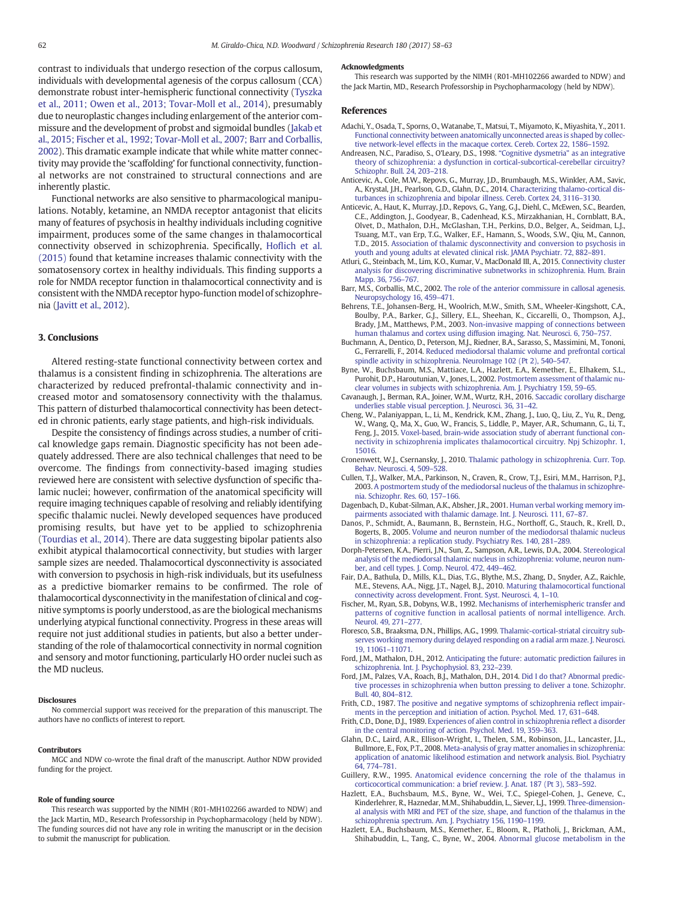contrast to individuals that undergo resection of the corpus callosum, individuals with developmental agenesis of the corpus callosum (CCA) demonstrate robust inter-hemispheric functional connectivity (Tyszka et al., 2011; Owen et al., 2013; Tovar-Moll et al., 2014), presumably due to neuroplastic changes including enlargement of the anterior commissure and the development of probst and sigmoidal bundles (Jakab et al., 2015; Fischer et al., 1992; Tovar-Moll et al., 2007; Barr and Corballis, 2002). This dramatic example indicate that while white matter connectivity may provide the 'scaffolding' for functional connectivity, functional networks are not constrained to structural connections and are inherently plastic.

Functional networks are also sensitive to pharmacological manipulations. Notably, ketamine, an NMDA receptor antagonist that elicits many of features of psychosis in healthy individuals including cognitive impairment, produces some of the same changes in thalamocortical connectivity observed in schizophrenia. Specifically, Hoflich et al. (2015) found that ketamine increases thalamic connectivity with the somatosensory cortex in healthy individuals. This finding supports a role for NMDA receptor function in thalamocortical connectivity and is consistent with the NMDA receptor hypo-function model of schizophrenia (Javitt et al., 2012).

## 3. Conclusions

Altered resting-state functional connectivity between cortex and thalamus is a consistent finding in schizophrenia. The alterations are characterized by reduced prefrontal-thalamic connectivity and increased motor and somatosensory connectivity with the thalamus. This pattern of disturbed thalamocortical connectivity has been detected in chronic patients, early stage patients, and high-risk individuals.

Despite the consistency of findings across studies, a number of critical knowledge gaps remain. Diagnostic specificity has not been adequately addressed. There are also technical challenges that need to be overcome. The findings from connectivity-based imaging studies reviewed here are consistent with selective dysfunction of specific thalamic nuclei; however, confirmation of the anatomical specificity will require imaging techniques capable of resolving and reliably identifying specific thalamic nuclei. Newly developed sequences have produced promising results, but have yet to be applied to schizophrenia (Tourdias et al., 2014). There are data suggesting bipolar patients also exhibit atypical thalamocortical connectivity, but studies with larger sample sizes are needed. Thalamocortical dysconnectivity is associated with conversion to psychosis in high-risk individuals, but its usefulness as a predictive biomarker remains to be confirmed. The role of thalamocortical dysconnectivity in the manifestation of clinical and cognitive symptoms is poorly understood, as are the biological mechanisms underlying atypical functional connectivity. Progress in these areas will require not just additional studies in patients, but also a better understanding of the role of thalamocortical connectivity in normal cognition and sensory and motor functioning, particularly HO order nuclei such as the MD nucleus.

#### Disclosures

No commercial support was received for the preparation of this manuscript. The authors have no conflicts of interest to report.

#### Contributors

MGC and NDW co-wrote the final draft of the manuscript. Author NDW provided funding for the project.

#### Role of funding source

This research was supported by the NIMH (R01-MH102266 awarded to NDW) and the Jack Martin, MD., Research Professorship in Psychopharmacology (held by NDW). The funding sources did not have any role in writing the manuscript or in the decision to submit the manuscript for publication.

#### Acknowledgments

This research was supported by the NIMH (R01-MH102266 awarded to NDW) and the Jack Martin, MD., Research Professorship in Psychopharmacology (held by NDW).

## References

Adachi, Y., Osada, T., Sporns, O., Watanabe, T., Matsui, T., Miyamoto, K., Miyashita, Y., 2011. Functional connectivity between anatomically unconnected areas is shaped by collective network-level effects in the macaque cortex. Cereb. Cortex 22, 1586–1592.

Andreasen, N.C., Paradiso, S., O'Leary, D.S., 1998. "Cognitive dysmetria" as an integrative theory of schizophrenia: a dysfunction in cortical-subcortical-cerebellar circuitry? Schizophr. Bull. 24, 203–218.

Anticevic, A., Cole, M.W., Repovs, G., Murray, J.D., Brumbaugh, M.S., Winkler, A.M., Savic, A., Krystal, J.H., Pearlson, G.D., Glahn, D.C., 2014. Characterizing thalamo-cortical disturbances in schizophrenia and bipolar illness. Cereb. Cortex 24, 3116–3130.

Anticevic, A., Haut, K., Murray, J.D., Repovs, G., Yang, G.J., Diehl, C., McEwen, S.C., Bearden, C.E., Addington, J., Goodyear, B., Cadenhead, K.S., Mirzakhanian, H., Cornblatt, B.A., Olvet, D., Mathalon, D.H., McGlashan, T.H., Perkins, D.O., Belger, A., Seidman, L.J., Tsuang, M.T., van Erp, T.G., Walker, E.F., Hamann, S., Woods, S.W., Qiu, M., Cannon, T.D., 2015. Association of thalamic dysconnectivity and conversion to psychosis in youth and young adults at elevated clinical risk. JAMA Psychiatr. 72, 882–891.

Atluri, G., Steinbach, M., Lim, K.O., Kumar, V., MacDonald III, A., 2015. Connectivity cluster analysis for discovering discriminative subnetworks in schizophrenia. Hum. Brain Mapp. 36, 756–767.

Barr, M.S., Corballis, M.C., 2002. The role of the anterior commissure in callosal agenesis. Neuropsychology 16, 459–471.

Behrens, T.E., Johansen-Berg, H., Woolrich, M.W., Smith, S.M., Wheeler-Kingshott, C.A., Boulby, P.A., Barker, G.J., Sillery, E.L., Sheehan, K., Ciccarelli, O., Thompson, A.J., Brady, J.M., Matthews, P.M., 2003. Non-invasive mapping of connections between human thalamus and cortex using diffusion imaging. Nat. Neurosci. 6, 750–757.

Buchmann, A., Dentico, D., Peterson, M.J., Riedner, B.A., Sarasso, S., Massimini, M., Tononi, G., Ferrarelli, F., 2014. Reduced mediodorsal thalamic volume and prefrontal cortical spindle activity in schizophrenia. NeuroImage 102 (Pt 2), 540–547.

Byne, W., Buchsbaum, M.S., Mattiace, L.A., Hazlett, E.A., Kemether, E., Elhakem, S.L., Purohit, D.P., Haroutunian, V., Jones, L., 2002. Postmortem assessment of thalamic nuclear volumes in subjects with schizophrenia. Am. J. Psychiatry 159, 59–65.

Cavanaugh, J., Berman, R.A., Joiner, W.M., Wurtz, R.H., 2016. Saccadic corollary discharge underlies stable visual perception. J. Neurosci. 36, 31–42.

Cheng, W., Palaniyappan, L., Li, M., Kendrick, K.M., Zhang, J., Luo, Q., Liu, Z., Yu, R., Deng, W., Wang, Q., Ma, X., Guo, W., Francis, S., Liddle, P., Mayer, A.R., Schumann, G., Li, T., Feng, J., 2015. Voxel-based, brain-wide association study of aberrant functional connectivity in schizophrenia implicates thalamocortical circuitry. Npj Schizophr. 1, 15016.

Cronenwett, W.J., Csernansky, J., 2010. Thalamic pathology in schizophrenia. Curr. Top. Behav. Neurosci. 4, 509–528.

Cullen, T.J., Walker, M.A., Parkinson, N., Craven, R., Crow, T.J., Esiri, M.M., Harrison, P.J., 2003. A postmortem study of the mediodorsal nucleus of the thalamus in schizophrenia. Schizophr. Res. 60, 157–166.

Dagenbach, D., Kubat-Silman, A.K., Absher, J.R., 2001. Human verbal working memory impairments associated with thalamic damage. Int. J. Neurosci. 111, 67–87.

Danos, P., Schmidt, A., Baumann, B., Bernstein, H.G., Northoff, G., Stauch, R., Krell, D., Bogerts, B., 2005. Volume and neuron number of the mediodorsal thalamic nucleus in schizophrenia: a replication study. Psychiatry Res. 140, 281–289.

Dorph-Petersen, K.A., Pierri, J.N., Sun, Z., Sampson, A.R., Lewis, D.A., 2004. Stereological analysis of the mediodorsal thalamic nucleus in schizophrenia: volume, neuron number, and cell types. J. Comp. Neurol. 472, 449–462.

Fair, D.A., Bathula, D., Mills, K.L., Dias, T.G., Blythe, M.S., Zhang, D., Snyder, A.Z., Raichle, M.E., Stevens, A.A., Nigg, J.T., Nagel, B.J., 2010. Maturing thalamocortical functional connectivity across development. Front. Syst. Neurosci. 4, 1–10.

Fischer, M., Ryan, S.B., Dobyns, W.B., 1992. Mechanisms of interhemispheric transfer and patterns of cognitive function in acallosal patients of normal intelligence. Arch. Neurol. 49, 271–277.

Floresco, S.B., Braaksma, D.N., Phillips, A.G., 1999. Thalamic-cortical-striatal circuitry subserves working memory during delayed responding on a radial arm maze. J. Neurosci. 19, 11061–11071.

Ford, J.M., Mathalon, D.H., 2012. Anticipating the future: automatic prediction failures in schizophrenia. Int. J. Psychophysiol. 83, 232–239.

Ford, J.M., Palzes, V.A., Roach, B.J., Mathalon, D.H., 2014. Did I do that? Abnormal predictive processes in schizophrenia when button pressing to deliver a tone. Schizophr. Bull. 40, 804–812.

Frith, C.D., 1987. The positive and negative symptoms of schizophrenia reflect impairments in the perception and initiation of action. Psychol. Med. 17, 631–648.

Frith, C.D., Done, D.J., 1989. Experiences of alien control in schizophrenia reflect a disorder in the central monitoring of action. Psychol. Med. 19, 359–363.

Glahn, D.C., Laird, A.R., Ellison-Wright, I., Thelen, S.M., Robinson, J.L., Lancaster, J.L., Bullmore, E., Fox, P.T., 2008. Meta-analysis of gray matter anomalies in schizophrenia: application of anatomic likelihood estimation and network analysis. Biol. Psychiatry 64, 774–781.

Guillery, R.W., 1995. Anatomical evidence concerning the role of the thalamus in corticocortical communication: a brief review. J. Anat. 187 (Pt 3), 583–592.

Hazlett, E.A., Buchsbaum, M.S., Byne, W., Wei, T.C., Spiegel-Cohen, J., Geneve, C., Kinderlehrer, R., Haznedar, M.M., Shihabuddin, L., Siever, L.J., 1999. Three-dimensional analysis with MRI and PET of the size, shape, and function of the thalamus in the schizophrenia spectrum. Am. J. Psychiatry 156, 1190–1199.

Hazlett, E.A., Buchsbaum, M.S., Kemether, E., Bloom, R., Platholi, J., Brickman, A.M., Shihabuddin, L., Tang, C., Byne, W., 2004. Abnormal glucose metabolism in the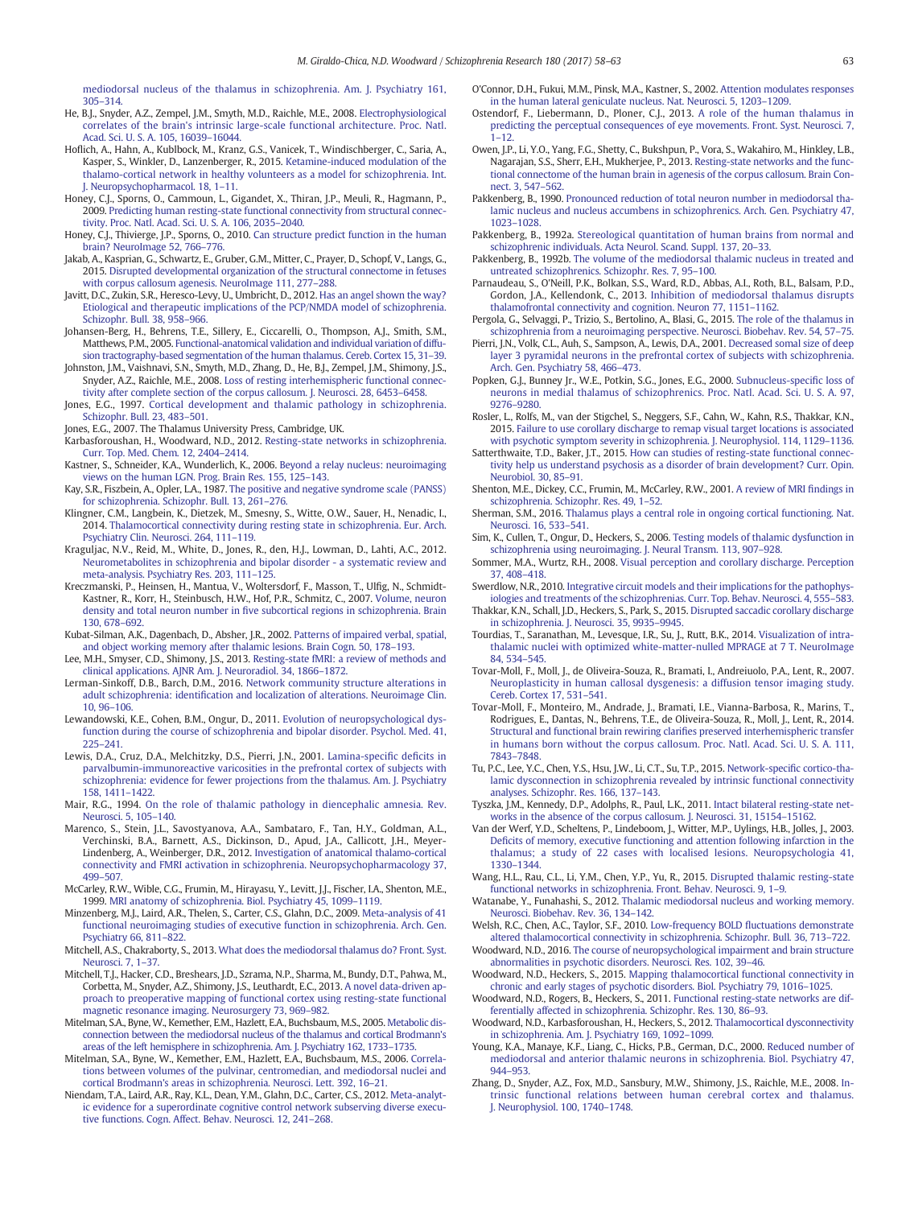mediodorsal nucleus of the thalamus in schizophrenia. Am. J. Psychiatry 161, 305–314.

He, B.J., Snyder, A.Z., Zempel, J.M., Smyth, M.D., Raichle, M.E., 2008. Electrophysiological correlates of the brain's intrinsic large-scale functional architecture. Proc. Natl. Acad. Sci. U. S. A. 105, 16039–16044.

Hoflich, A., Hahn, A., Kublbock, M., Kranz, G.S., Vanicek, T., Windischberger, C., Saria, A., Kasper, S., Winkler, D., Lanzenberger, R., 2015. Ketamine-induced modulation of the thalamo-cortical network in healthy volunteers as a model for schizophrenia. Int. J. Neuropsychopharmacol. 18, 1–11.

Honey, C.J., Sporns, O., Cammoun, L., Gigandet, X., Thiran, J.P., Meuli, R., Hagmann, P., 2009. Predicting human resting-state functional connectivity from structural connectivity. Proc. Natl. Acad. Sci. U. S. A. 106, 2035–2040.

Honey, C.J., Thivierge, J.P., Sporns, O., 2010. Can structure predict function in the human brain? NeuroImage 52, 766–776.

Jakab, A., Kasprian, G., Schwartz, E., Gruber, G.M., Mitter, C., Prayer, D., Schopf, V., Langs, G., 2015. Disrupted developmental organization of the structural connectome in fetuses with corpus callosum agenesis. NeuroImage 111, 277–288.

Javitt, D.C., Zukin, S.R., Heresco-Levy, U., Umbricht, D., 2012. Has an angel shown the way? Etiological and therapeutic implications of the PCP/NMDA model of schizophrenia. Schizophr. Bull. 38, 958–966.

Johansen-Berg, H., Behrens, T.E., Sillery, E., Ciccarelli, O., Thompson, A.J., Smith, S.M., Matthews, P.M., 2005. Functional-anatomical validation and individual variation of diffusion tractography-based segmentation of the human thalamus. Cereb. Cortex 15, 31–39.

Johnston, J.M., Vaishnavi, S.N., Smyth, M.D., Zhang, D., He, B.J., Zempel, J.M., Shimony, J.S., Snyder, A.Z., Raichle, M.E., 2008. Loss of resting interhemispheric functional connectivity after complete section of the corpus callosum. J. Neurosci. 28, 6453–6458.

Jones, E.G., 1997. Cortical development and thalamic pathology in schizophrenia. Schizophr. Bull. 23, 483–501.

Jones, E.G., 2007. The Thalamus University Press, Cambridge, UK.

Karbasforoushan, H., Woodward, N.D., 2012. Resting-state networks in schizophrenia. Curr. Top. Med. Chem. 12, 2404–2414.

Kastner, S., Schneider, K.A., Wunderlich, K., 2006. Beyond a relay nucleus: neuroimaging views on the human LGN. Prog. Brain Res. 155, 125–143.

Kay, S.R., Fiszbein, A., Opler, L.A., 1987. The positive and negative syndrome scale (PANSS) for schizophrenia. Schizophr. Bull. 13, 261–276.

Klingner, C.M., Langbein, K., Dietzek, M., Smesny, S., Witte, O.W., Sauer, H., Nenadic, I., 2014. Thalamocortical connectivity during resting state in schizophrenia. Eur. Arch. Psychiatry Clin. Neurosci. 264, 111–119.

Kraguljac, N.V., Reid, M., White, D., Jones, R., den, H.J., Lowman, D., Lahti, A.C., 2012. Neurometabolites in schizophrenia and bipolar disorder - a systematic review and meta-analysis. Psychiatry Res. 203, 111–125.

Kreczmanski, P., Heinsen, H., Mantua, V., Woltersdorf, F., Masson, T., Ulfig, N., Schmidt-Kastner, R., Korr, H., Steinbusch, H.W., Hof, P.R., Schmitz, C., 2007. Volume, neuron density and total neuron number in five subcortical regions in schizophrenia. Brain 130, 678–692.

Kubat-Silman, A.K., Dagenbach, D., Absher, J.R., 2002. Patterns of impaired verbal, spatial, and object working memory after thalamic lesions. Brain Cogn. 50, 178–193.

Lee, M.H., Smyser, C.D., Shimony, J.S., 2013. Resting-state fMRI: a review of methods and clinical applications. AJNR Am. J. Neuroradiol. 34, 1866–1872.

Lerman-Sinkoff, D.B., Barch, D.M., 2016. Network community structure alterations in adult schizophrenia: identification and localization of alterations. Neuroimage Clin. 10, 96–106.

Lewandowski, K.E., Cohen, B.M., Ongur, D., 2011. Evolution of neuropsychological dysfunction during the course of schizophrenia and bipolar disorder. Psychol. Med. 41, 225–241.

Lewis, D.A., Cruz, D.A., Melchitzky, D.S., Pierri, J.N., 2001. Lamina-specific deficits in parvalbumin-immunoreactive varicosities in the prefrontal cortex of subjects with schizophrenia: evidence for fewer projections from the thalamus. Am. J. Psychiatry 158, 1411–1422.

Mair, R.G., 1994. On the role of thalamic pathology in diencephalic amnesia. Rev. Neurosci. 5, 105–140.

Marenco, S., Stein, J.L., Savostyanova, A.A., Sambataro, F., Tan, H.Y., Goldman, A.L., Verchinski, B.A., Barnett, A.S., Dickinson, D., Apud, J.A., Callicott, J.H., Meyer-Lindenberg, A., Weinberger, D.R., 2012. Investigation of anatomical thalamo-cortical connectivity and FMRI activation in schizophrenia. Neuropsychopharmacology 37, 499–507.

McCarley, R.W., Wible, C.G., Frumin, M., Hirayasu, Y., Levitt, J.J., Fischer, I.A., Shenton, M.E., 1999. MRI anatomy of schizophrenia. Biol. Psychiatry 45, 1099–1119.

Minzenberg, M.J., Laird, A.R., Thelen, S., Carter, C.S., Glahn, D.C., 2009. Meta-analysis of 41 functional neuroimaging studies of executive function in schizophrenia. Arch. Gen. Psychiatry 66, 811–822.

Mitchell, A.S., Chakraborty, S., 2013. What does the mediodorsal thalamus do? Front. Syst. Neurosci. 7, 1–37.

Mitchell, T.J., Hacker, C.D., Breshears, J.D., Szrama, N.P., Sharma, M., Bundy, D.T., Pahwa, M., Corbetta, M., Snyder, A.Z., Shimony, J.S., Leuthardt, E.C., 2013. A novel data-driven approach to preoperative mapping of functional cortex using resting-state functional magnetic resonance imaging. Neurosurgery 73, 969–982.

Mitelman, S.A., Byne, W., Kemether, E.M., Hazlett, E.A., Buchsbaum, M.S., 2005. Metabolic disconnection between the mediodorsal nucleus of the thalamus and cortical Brodmann's areas of the left hemisphere in schizophrenia. Am. J. Psychiatry 162, 1733–1735.

Mitelman, S.A., Byne, W., Kemether, E.M., Hazlett, E.A., Buchsbaum, M.S., 2006. Correlations between volumes of the pulvinar, centromedian, and mediodorsal nuclei and cortical Brodmann's areas in schizophrenia. Neurosci. Lett. 392, 16–21.

Niendam, T.A., Laird, A.R., Ray, K.L., Dean, Y.M., Glahn, D.C., Carter, C.S., 2012. Meta-analytic evidence for a superordinate cognitive control network subserving diverse executive functions. Cogn. Affect. Behav. Neurosci. 12, 241–268.

O'Connor, D.H., Fukui, M.M., Pinsk, M.A., Kastner, S., 2002. Attention modulates responses in the human lateral geniculate nucleus. Nat. Neurosci. 5, 1203–1209.

Ostendorf, F., Liebermann, D., Ploner, C.J., 2013. A role of the human thalamus in predicting the perceptual consequences of eye movements. Front. Syst. Neurosci. 7, 1–12.

Owen, J.P., Li, Y.O., Yang, F.G., Shetty, C., Bukshpun, P., Vora, S., Wakahiro, M., Hinkley, L.B., Nagarajan, S.S., Sherr, E.H., Mukherjee, P., 2013. Resting-state networks and the functional connectome of the human brain in agenesis of the corpus callosum. Brain Connect. 3, 547–562.

Pakkenberg, B., 1990. Pronounced reduction of total neuron number in mediodorsal thalamic nucleus and nucleus accumbens in schizophrenics. Arch. Gen. Psychiatry 47, 1023–1028.

Pakkenberg, B., 1992a. Stereological quantitation of human brains from normal and schizophrenic individuals. Acta Neurol. Scand. Suppl. 137, 20–33.

Pakkenberg, B., 1992b. The volume of the mediodorsal thalamic nucleus in treated and untreated schizophrenics. Schizophr. Res. 7, 95–100.

Parnaudeau, S., O'Neill, P.K., Bolkan, S.S., Ward, R.D., Abbas, A.I., Roth, B.L., Balsam, P.D., Gordon, J.A., Kellendonk, C., 2013. Inhibition of mediodorsal thalamus disrupts thalamofrontal connectivity and cognition. Neuron 77, 1151–1162.

Pergola, G., Selvaggi, P., Trizio, S., Bertolino, A., Blasi, G., 2015. The role of the thalamus in schizophrenia from a neuroimaging perspective. Neurosci. Biobehav. Rev. 54, 57–75.

Pierri, J.N., Volk, C.L., Auh, S., Sampson, A., Lewis, D.A., 2001. Decreased somal size of deep layer 3 pyramidal neurons in the prefrontal cortex of subjects with schizophrenia. Arch. Gen. Psychiatry 58, 466–473.

Popken, G.J., Bunney Jr., W.E., Potkin, S.G., Jones, E.G., 2000. Subnucleus-specific loss of neurons in medial thalamus of schizophrenics. Proc. Natl. Acad. Sci. U. S. A. 97, 9276–9280.

Rosler, L., Rolfs, M., van der Stigchel, S., Neggers, S.F., Cahn, W., Kahn, R.S., Thakkar, K.N., 2015. Failure to use corollary discharge to remap visual target locations is associated with psychotic symptom severity in schizophrenia. J. Neurophysiol. 114, 1129–1136.

Satterthwaite, T.D., Baker, J.T., 2015. How can studies of resting-state functional connectivity help us understand psychosis as a disorder of brain development? Curr. Opin. Neurobiol. 30, 85–91.

Shenton, M.E., Dickey, C.C., Frumin, M., McCarley, R.W., 2001. A review of MRI findings in schizophrenia. Schizophr. Res. 49, 1–52.

Sherman, S.M., 2016. Thalamus plays a central role in ongoing cortical functioning. Nat. Neurosci. 16, 533–541.

Sim, K., Cullen, T., Ongur, D., Heckers, S., 2006. Testing models of thalamic dysfunction in schizophrenia using neuroimaging. J. Neural Transm. 113, 907–928.

Sommer, M.A., Wurtz, R.H., 2008. Visual perception and corollary discharge. Perception 37, 408–418.

Swerdlow, N.R., 2010. Integrative circuit models and their implications for the pathophysiologies and treatments of the schizophrenias. Curr. Top. Behav. Neurosci. 4, 555–583.

Thakkar, K.N., Schall, J.D., Heckers, S., Park, S., 2015. Disrupted saccadic corollary discharge in schizophrenia. J. Neurosci. 35, 9935–9945.

Tourdias, T., Saranathan, M., Levesque, I.R., Su, J., Rutt, B.K., 2014. Visualization of intra-thalamic nuclei with optimized white-matter-nulled MPRAGE at 7 T. NeuroImage 84, 534–545.

Tovar-Moll, F., Moll, J., de Oliveira-Souza, R., Bramati, I., Andreiuolo, P.A., Lent, R., 2007. Neuroplasticity in human callosal dysgenesis: a diffusion tensor imaging study. Cereb. Cortex 17, 531–541.

Tovar-Moll, F., Monteiro, M., Andrade, J., Bramati, I.E., Vianna-Barbosa, R., Marins, T., Rodrigues, E., Dantas, N., Behrens, T.E., de Oliveira-Souza, R., Moll, J., Lent, R., 2014. Structural and functional brain rewiring clarifies preserved interhemispheric transfer in humans born without the corpus callosum. Proc. Natl. Acad. Sci. U. S. A. 111, 7843–7848.

Tu, P.C., Lee, Y.C., Chen, Y.S., Hsu, J.W., Li, C.T., Su, T.P., 2015. Network-specific cortico-thalamic dysconnection in schizophrenia revealed by intrinsic functional connectivity analyses. Schizophr. Res. 166, 137–143.

Tyszka, J.M., Kennedy, D.P., Adolphs, R., Paul, L.K., 2011. Intact bilateral resting-state networks in the absence of the corpus callosum. J. Neurosci. 31, 15154–15162.

Van der Werf, Y.D., Scheltens, P., Lindeboom, J., Witter, M.P., Uylings, H.B., Jolles, J., 2003. Deficits of memory, executive functioning and attention following infarction in the thalamus; a study of 22 cases with localised lesions. Neuropsychologia 41, 1330–1344.

Wang, H.L., Rau, C.L., Li, Y.M., Chen, Y.P., Yu, R., 2015. Disrupted thalamic resting-state functional networks in schizophrenia. Front. Behav. Neurosci. 9, 1–9.

Watanabe, Y., Funahashi, S., 2012. Thalamic mediodorsal nucleus and working memory. Neurosci. Biobehav. Rev. 36, 134–142.

Welsh, R.C., Chen, A.C., Taylor, S.F., 2010. Low-frequency BOLD fluctuations demonstrate altered thalamocortical connectivity in schizophrenia. Schizophr. Bull. 36, 713–722.

Woodward, N.D., 2016. The course of neuropsychological impairment and brain structure abnormalities in psychotic disorders. Neurosci. Res. 102, 39–46.

Woodward, N.D., Heckers, S., 2015. Mapping thalamocortical functional connectivity in chronic and early stages of psychotic disorders. Biol. Psychiatry 79, 1016–1025.

Woodward, N.D., Rogers, B., Heckers, S., 2011. Functional resting-state networks are differentially affected in schizophrenia. Schizophr. Res. 130, 86–93.

Woodward, N.D., Karbasforoushan, H., Heckers, S., 2012. Thalamocortical dysconnectivity in schizophrenia. Am. J. Psychiatry 169, 1092–1099.

Young, K.A., Manaye, K.F., Liang, C., Hicks, P.B., German, D.C., 2000. Reduced number of mediodorsal and anterior thalamic neurons in schizophrenia. Biol. Psychiatry 47, 944–953.

Zhang, D., Snyder, A.Z., Fox, M.D., Sansbury, M.W., Shimony, J.S., Raichle, M.E., 2008. Intrinsic functional relations between human cerebral cortex and thalamus. J. Neurophysiol. 100, 1740–1748.